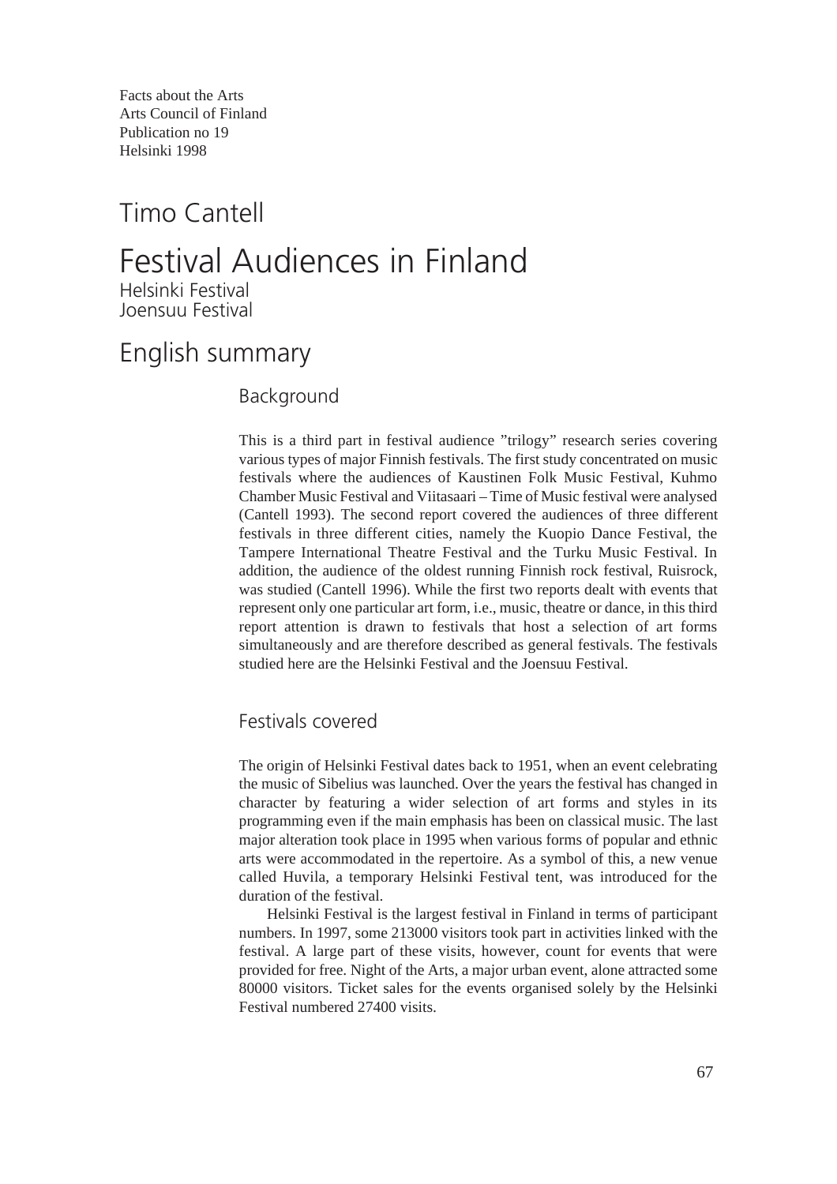Facts about the Arts
Arts Council of Finland
Publication no 19
Helsinki 1998

Timo Cantell

# Festival Audiences in Finland

Helsinki Festival
Joensuu Festival

## English summary

### Background

This is a third part in festival audience ”trilogy” research series covering various types of major Finnish festivals. The first study concentrated on music festivals where the audiences of Kaustinen Folk Music Festival, Kuhmo Chamber Music Festival and Viitasaari – Time of Music festival were analysed (Cantell 1993). The second report covered the audiences of three different festivals in three different cities, namely the Kuopio Dance Festival, the Tampere International Theatre Festival and the Turku Music Festival. In addition, the audience of the oldest running Finnish rock festival, Ruisrock, was studied (Cantell 1996). While the first two reports dealt with events that represent only one particular art form, i.e., music, theatre or dance, in this third report attention is drawn to festivals that host a selection of art forms simultaneously and are therefore described as general festivals. The festivals studied here are the Helsinki Festival and the Joensuu Festival.

### Festivals covered

The origin of Helsinki Festival dates back to 1951, when an event celebrating the music of Sibelius was launched. Over the years the festival has changed in character by featuring a wider selection of art forms and styles in its programming even if the main emphasis has been on classical music. The last major alteration took place in 1995 when various forms of popular and ethnic arts were accommodated in the repertoire. As a symbol of this, a new venue called Huvila, a temporary Helsinki Festival tent, was introduced for the duration of the festival.

Helsinki Festival is the largest festival in Finland in terms of participant numbers. In 1997, some 213000 visitors took part in activities linked with the festival. A large part of these visits, however, count for events that were provided for free. Night of the Arts, a major urban event, alone attracted some 80000 visitors. Ticket sales for the events organised solely by the Helsinki Festival numbered 27400 visits.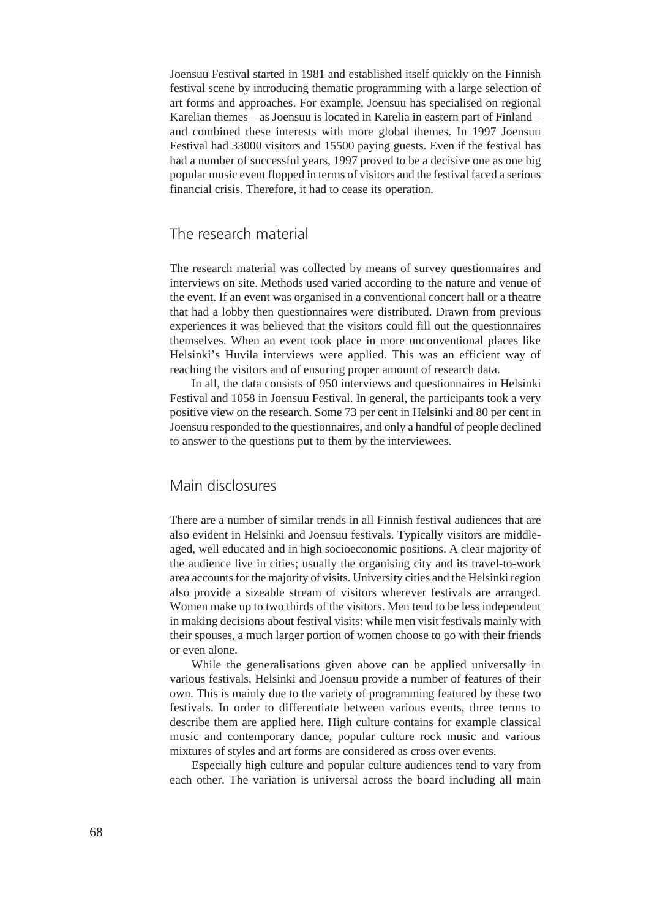Joensuu Festival started in 1981 and established itself quickly on the Finnish festival scene by introducing thematic programming with a large selection of art forms and approaches. For example, Joensuu has specialised on regional Karelian themes – as Joensuu is located in Karelia in eastern part of Finland – and combined these interests with more global themes. In 1997 Joensuu Festival had 33000 visitors and 15500 paying guests. Even if the festival has had a number of successful years, 1997 proved to be a decisive one as one big popular music event flopped in terms of visitors and the festival faced a serious financial crisis. Therefore, it had to cease its operation.

## The research material

The research material was collected by means of survey questionnaires and interviews on site. Methods used varied according to the nature and venue of the event. If an event was organised in a conventional concert hall or a theatre that had a lobby then questionnaires were distributed. Drawn from previous experiences it was believed that the visitors could fill out the questionnaires themselves. When an event took place in more unconventional places like Helsinki's Huvila interviews were applied. This was an efficient way of reaching the visitors and of ensuring proper amount of research data.

In all, the data consists of 950 interviews and questionnaires in Helsinki Festival and 1058 in Joensuu Festival. In general, the participants took a very positive view on the research. Some 73 per cent in Helsinki and 80 per cent in Joensuu responded to the questionnaires, and only a handful of people declined to answer to the questions put to them by the interviewees.

## Main disclosures

There are a number of similar trends in all Finnish festival audiences that are also evident in Helsinki and Joensuu festivals. Typically visitors are middle-aged, well educated and in high socioeconomic positions. A clear majority of the audience live in cities; usually the organising city and its travel-to-work area accounts for the majority of visits. University cities and the Helsinki region also provide a sizeable stream of visitors wherever festivals are arranged. Women make up to two thirds of the visitors. Men tend to be less independent in making decisions about festival visits: while men visit festivals mainly with their spouses, a much larger portion of women choose to go with their friends or even alone.

While the generalisations given above can be applied universally in various festivals, Helsinki and Joensuu provide a number of features of their own. This is mainly due to the variety of programming featured by these two festivals. In order to differentiate between various events, three terms to describe them are applied here. High culture contains for example classical music and contemporary dance, popular culture rock music and various mixtures of styles and art forms are considered as cross over events.

Especially high culture and popular culture audiences tend to vary from each other. The variation is universal across the board including all main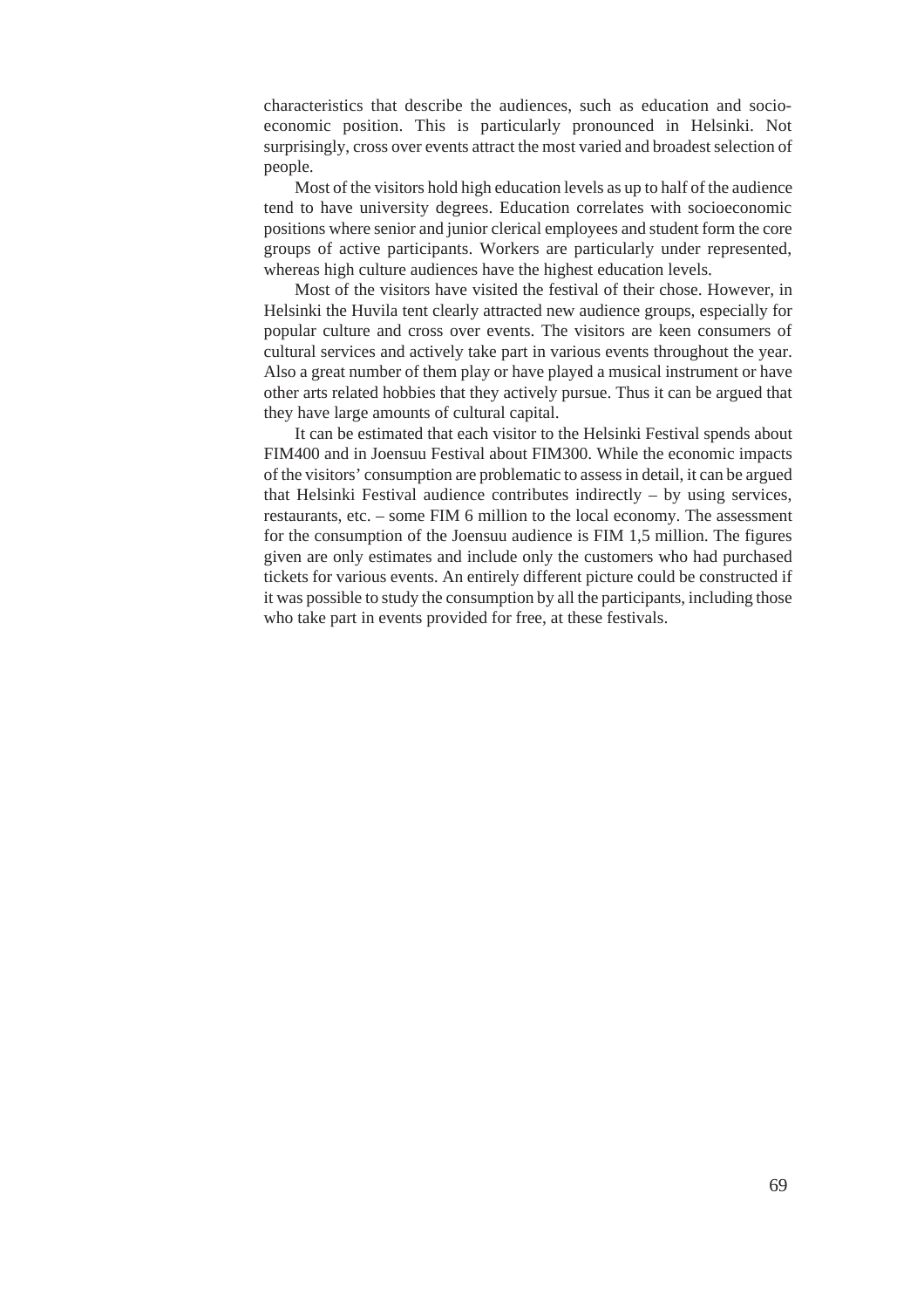characteristics that describe the audiences, such as education and socio-economic position. This is particularly pronounced in Helsinki. Not surprisingly, cross over events attract the most varied and broadest selection of people.

Most of the visitors hold high education levels as up to half of the audience tend to have university degrees. Education correlates with socioeconomic positions where senior and junior clerical employees and student form the core groups of active participants. Workers are particularly under represented, whereas high culture audiences have the highest education levels.

Most of the visitors have visited the festival of their chose. However, in Helsinki the Huvila tent clearly attracted new audience groups, especially for popular culture and cross over events. The visitors are keen consumers of cultural services and actively take part in various events throughout the year. Also a great number of them play or have played a musical instrument or have other arts related hobbies that they actively pursue. Thus it can be argued that they have large amounts of cultural capital.

It can be estimated that each visitor to the Helsinki Festival spends about FIM400 and in Joensuu Festival about FIM300. While the economic impacts of the visitors' consumption are problematic to assess in detail, it can be argued that Helsinki Festival audience contributes indirectly – by using services, restaurants, etc. – some FIM 6 million to the local economy. The assessment for the consumption of the Joensuu audience is FIM 1,5 million. The figures given are only estimates and include only the customers who had purchased tickets for various events. An entirely different picture could be constructed if it was possible to study the consumption by all the participants, including those who take part in events provided for free, at these festivals.